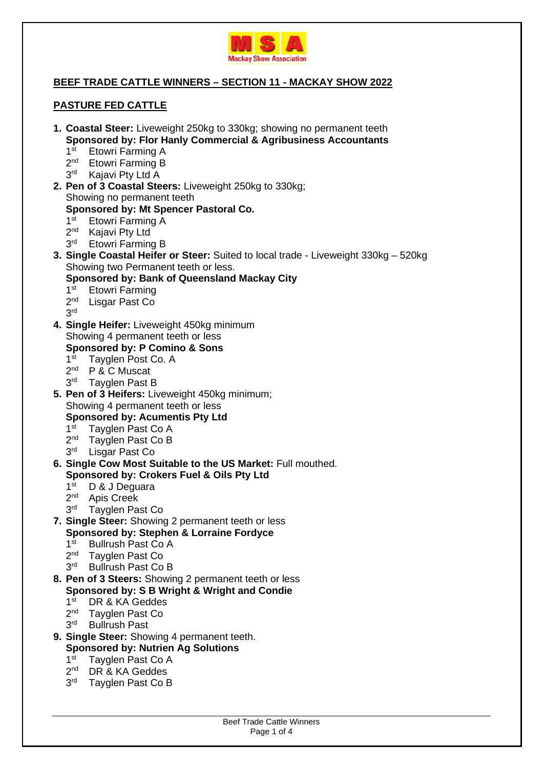## BEEF TRADE CATTLE WINNERS – SECTION 11 - MACKAY SHOW 2022

### PASTURE FED CATTLE

1. **Coastal Steer:** Liveweight 250kg to 330kg; showing no permanent teeth
   **Sponsored by: Flor Hanly Commercial & Agribusiness Accountants**
   1st Etowri Farming A
   2nd Etowri Farming B
   3rd Kajavi Pty Ltd A
2. **Pen of 3 Coastal Steers:** Liveweight 250kg to 330kg;
   Showing no permanent teeth
   **Sponsored by: Mt Spencer Pastoral Co.**
   1st Etowri Farming A
   2nd Kajavi Pty Ltd
   3rd Etowri Farming B
3. **Single Coastal Heifer or Steer:** Suited to local trade - Liveweight 330kg – 520kg
   Showing two Permanent teeth or less.
   **Sponsored by: Bank of Queensland Mackay City**
   1st Etowri Farming
   2nd Lisgar Past Co
   3rd
4. **Single Heifer:** Liveweight 450kg minimum
   Showing 4 permanent teeth or less
   **Sponsored by: P Comino & Sons**
   1st Tayglen Post Co. A
   2nd P & C Muscat
   3rd Tayglen Past B
5. **Pen of 3 Heifers:** Liveweight 450kg minimum;
   Showing 4 permanent teeth or less
   **Sponsored by: Acumentis Pty Ltd**
   1st Tayglen Past Co A
   2nd Tayglen Past Co B
   3rd Lisgar Past Co
6. **Single Cow Most Suitable to the US Market:** Full mouthed.
   **Sponsored by: Crokers Fuel & Oils Pty Ltd**
   1st D & J Deguara
   2nd Apis Creek
   3rd Tayglen Past Co
7. **Single Steer:** Showing 2 permanent teeth or less
   **Sponsored by: Stephen & Lorraine Fordyce**
   1st Bullrush Past Co A
   2nd Tayglen Past Co
   3rd Bullrush Past Co B
8. **Pen of 3 Steers:** Showing 2 permanent teeth or less
   **Sponsored by: S B Wright & Wright and Condie**
   1st DR & KA Geddes
   2nd Tayglen Past Co
   3rd Bullrush Past
9. **Single Steer:** Showing 4 permanent teeth.
   **Sponsored by: Nutrien Ag Solutions**
   1st Tayglen Past Co A
   2nd DR & KA Geddes
   3rd Tayglen Past Co B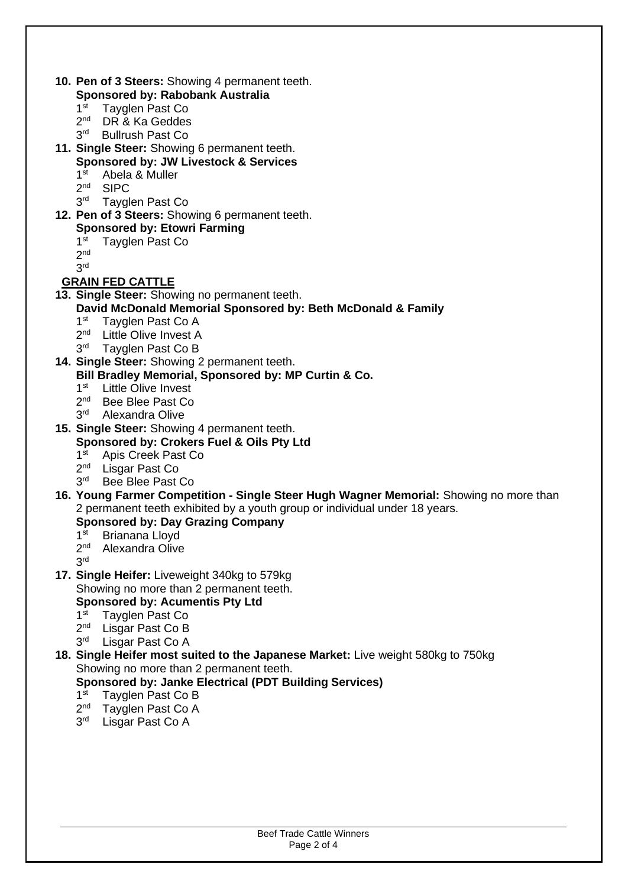10. **Pen of 3 Steers:** Showing 4 permanent teeth.
    **Sponsored by: Rabobank Australia**
    1st Tayglen Past Co
    2nd DR & Ka Geddes
    3rd Bullrush Past Co
11. **Single Steer:** Showing 6 permanent teeth.
    **Sponsored by: JW Livestock & Services**
    1st Abela & Muller
    2nd SIPC
    3rd Tayglen Past Co
12. **Pen of 3 Steers:** Showing 6 permanent teeth.
    **Sponsored by: Etowri Farming**
    1st Tayglen Past Co
    2nd
    3rd

## GRAIN FED CATTLE

13. **Single Steer:** Showing no permanent teeth.
    **David McDonald Memorial Sponsored by: Beth McDonald & Family**
    1st Tayglen Past Co A
    2nd Little Olive Invest A
    3rd Tayglen Past Co B
14. **Single Steer:** Showing 2 permanent teeth.
    **Bill Bradley Memorial, Sponsored by: MP Curtin & Co.**
    1st Little Olive Invest
    2nd Bee Blee Past Co
    3rd Alexandra Olive
15. **Single Steer:** Showing 4 permanent teeth.
    **Sponsored by: Crokers Fuel & Oils Pty Ltd**
    1st Apis Creek Past Co
    2nd Lisgar Past Co
    3rd Bee Blee Past Co
16. **Young Farmer Competition - Single Steer Hugh Wagner Memorial:** Showing no more than 2 permanent teeth exhibited by a youth group or individual under 18 years.
    **Sponsored by: Day Grazing Company**
    1st Brianana Lloyd
    2nd Alexandra Olive
    3rd
17. **Single Heifer:** Liveweight 340kg to 579kg
    Showing no more than 2 permanent teeth.
    **Sponsored by: Acumentis Pty Ltd**
    1st Tayglen Past Co
    2nd Lisgar Past Co B
    3rd Lisgar Past Co A
18. **Single Heifer most suited to the Japanese Market:** Live weight 580kg to 750kg
    Showing no more than 2 permanent teeth.
    **Sponsored by: Janke Electrical (PDT Building Services)**
    1st Tayglen Past Co B
    2nd Tayglen Past Co A
    3rd Lisgar Past Co A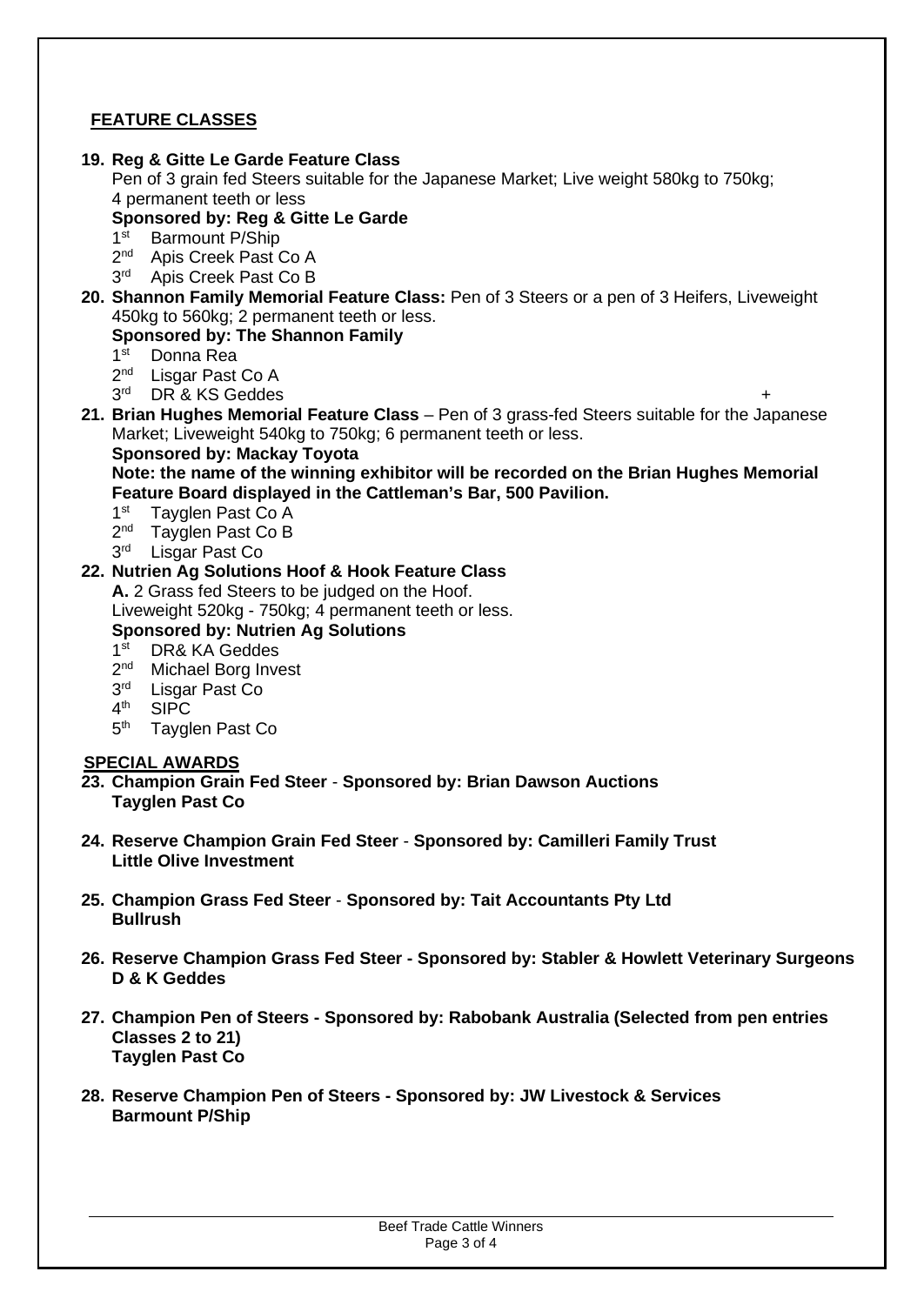## FEATURE CLASSES

**19. Reg & Gitte Le Garde Feature Class**
Pen of 3 grain fed Steers suitable for the Japanese Market; Live weight 580kg to 750kg; 4 permanent teeth or less
**Sponsored by: Reg & Gitte Le Garde**
- 1st Barmount P/Ship
- 2nd Apis Creek Past Co A
- 3rd Apis Creek Past Co B

**20. Shannon Family Memorial Feature Class:** Pen of 3 Steers or a pen of 3 Heifers, Liveweight 450kg to 560kg; 2 permanent teeth or less.
**Sponsored by: The Shannon Family**
- 1st Donna Rea
- 2nd Lisgar Past Co A
- 3rd DR & KS Geddes +

**21. Brian Hughes Memorial Feature Class** – Pen of 3 grass-fed Steers suitable for the Japanese Market; Liveweight 540kg to 750kg; 6 permanent teeth or less.
**Sponsored by: Mackay Toyota**
**Note: the name of the winning exhibitor will be recorded on the Brian Hughes Memorial Feature Board displayed in the Cattleman's Bar, 500 Pavilion.**
- 1st Tayglen Past Co A
- 2nd Tayglen Past Co B
- 3rd Lisgar Past Co

**22. Nutrien Ag Solutions Hoof & Hook Feature Class**
**A.** 2 Grass fed Steers to be judged on the Hoof.
Liveweight 520kg - 750kg; 4 permanent teeth or less.
**Sponsored by: Nutrien Ag Solutions**
- 1st DR& KA Geddes
- 2nd Michael Borg Invest
- 3rd Lisgar Past Co
- 4th SIPC
- 5th Tayglen Past Co

## SPECIAL AWARDS

**23. Champion Grain Fed Steer - Sponsored by: Brian Dawson Auctions**
**Tayglen Past Co**

**24. Reserve Champion Grain Fed Steer - Sponsored by: Camilleri Family Trust**
**Little Olive Investment**

**25. Champion Grass Fed Steer - Sponsored by: Tait Accountants Pty Ltd**
**Bullrush**

**26. Reserve Champion Grass Fed Steer - Sponsored by: Stabler & Howlett Veterinary Surgeons**
**D & K Geddes**

**27. Champion Pen of Steers - Sponsored by: Rabobank Australia (Selected from pen entries Classes 2 to 21)**
**Tayglen Past Co**

**28. Reserve Champion Pen of Steers - Sponsored by: JW Livestock & Services**
**Barmount P/Ship**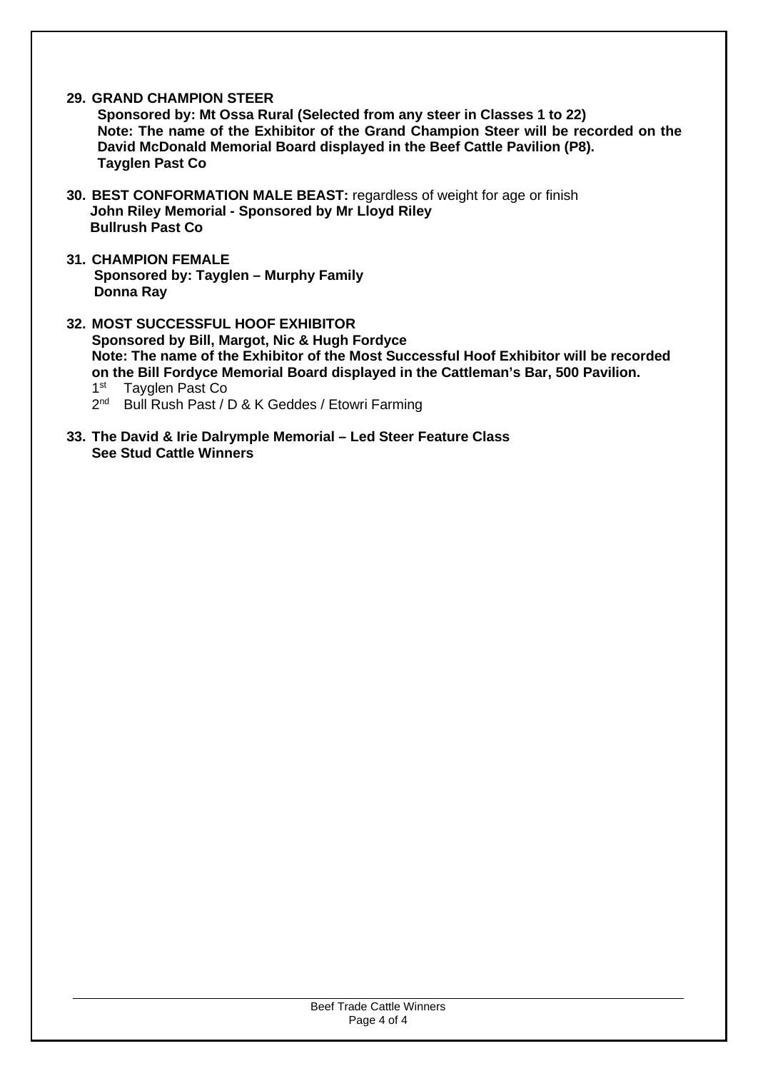**29. GRAND CHAMPION STEER**

**Sponsored by: Mt Ossa Rural (Selected from any steer in Classes 1 to 22)**
**Note: The name of the Exhibitor of the Grand Champion Steer will be recorded on the David McDonald Memorial Board displayed in the Beef Cattle Pavilion (P8).**
**Tayglen Past Co**

**30. BEST CONFORMATION MALE BEAST:** regardless of weight for age or finish
**John Riley Memorial - Sponsored by Mr Lloyd Riley**
**Bullrush Past Co**

**31. CHAMPION FEMALE**

**Sponsored by: Tayglen – Murphy Family**
**Donna Ray**

**32. MOST SUCCESSFUL HOOF EXHIBITOR**

**Sponsored by Bill, Margot, Nic & Hugh Fordyce**
**Note: The name of the Exhibitor of the Most Successful Hoof Exhibitor will be recorded on the Bill Fordyce Memorial Board displayed in the Cattleman's Bar, 500 Pavilion.**

1st Tayglen Past Co
2nd Bull Rush Past / D & K Geddes / Etowri Farming

**33. The David & Irie Dalrymple Memorial – Led Steer Feature Class**
**See Stud Cattle Winners**